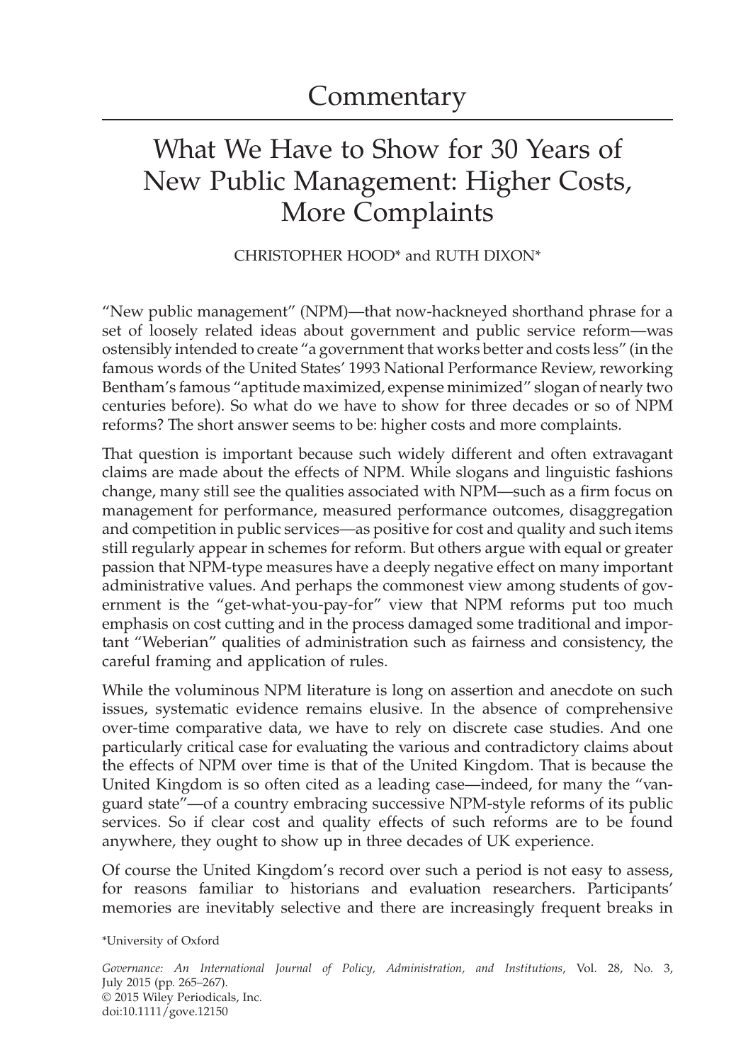# Commentary

## What We Have to Show for 30 Years of New Public Management: Higher Costs, More Complaints

CHRISTOPHER HOOD* and RUTH DIXON*

"New public management" (NPM)—that now-hackneyed shorthand phrase for a set of loosely related ideas about government and public service reform—was ostensibly intended to create "a government that works better and costs less" (in the famous words of the United States' 1993 National Performance Review, reworking Bentham's famous "aptitude maximized, expense minimized" slogan of nearly two centuries before). So what do we have to show for three decades or so of NPM reforms? The short answer seems to be: higher costs and more complaints.

That question is important because such widely different and often extravagant claims are made about the effects of NPM. While slogans and linguistic fashions change, many still see the qualities associated with NPM—such as a firm focus on management for performance, measured performance outcomes, disaggregation and competition in public services—as positive for cost and quality and such items still regularly appear in schemes for reform. But others argue with equal or greater passion that NPM-type measures have a deeply negative effect on many important administrative values. And perhaps the commonest view among students of government is the "get-what-you-pay-for" view that NPM reforms put too much emphasis on cost cutting and in the process damaged some traditional and important "Weberian" qualities of administration such as fairness and consistency, the careful framing and application of rules.

While the voluminous NPM literature is long on assertion and anecdote on such issues, systematic evidence remains elusive. In the absence of comprehensive over-time comparative data, we have to rely on discrete case studies. And one particularly critical case for evaluating the various and contradictory claims about the effects of NPM over time is that of the United Kingdom. That is because the United Kingdom is so often cited as a leading case—indeed, for many the "vanguard state"—of a country embracing successive NPM-style reforms of its public services. So if clear cost and quality effects of such reforms are to be found anywhere, they ought to show up in three decades of UK experience.

Of course the United Kingdom's record over such a period is not easy to assess, for reasons familiar to historians and evaluation researchers. Participants' memories are inevitably selective and there are increasingly frequent breaks in

*University of Oxford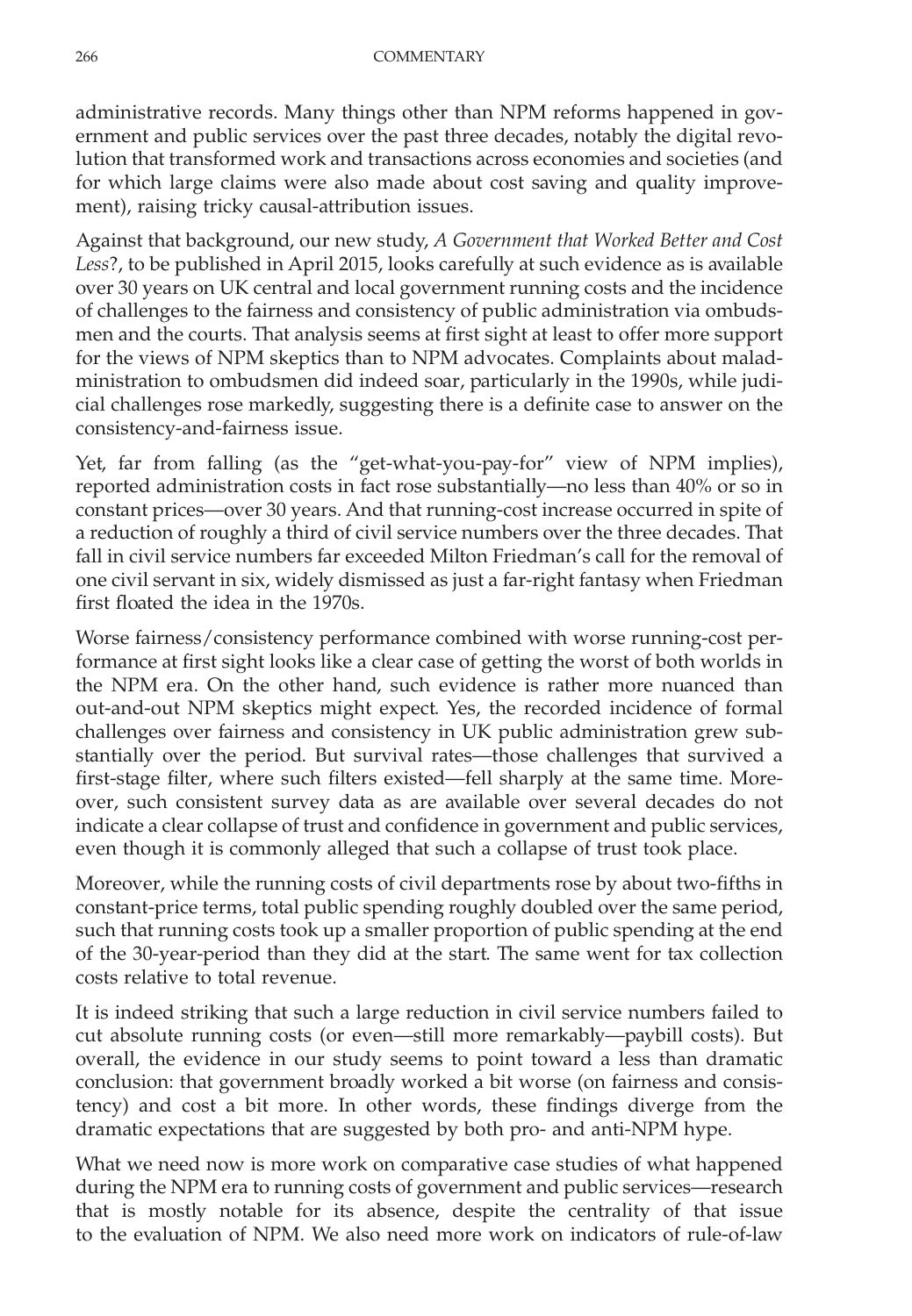administrative records. Many things other than NPM reforms happened in government and public services over the past three decades, notably the digital revolution that transformed work and transactions across economies and societies (and for which large claims were also made about cost saving and quality improvement), raising tricky causal-attribution issues.

Against that background, our new study, *A Government that Worked Better and Cost Less*?, to be published in April 2015, looks carefully at such evidence as is available over 30 years on UK central and local government running costs and the incidence of challenges to the fairness and consistency of public administration via ombudsmen and the courts. That analysis seems at first sight at least to offer more support for the views of NPM skeptics than to NPM advocates. Complaints about maladministration to ombudsmen did indeed soar, particularly in the 1990s, while judicial challenges rose markedly, suggesting there is a definite case to answer on the consistency-and-fairness issue.

Yet, far from falling (as the "get-what-you-pay-for" view of NPM implies), reported administration costs in fact rose substantially—no less than 40% or so in constant prices—over 30 years. And that running-cost increase occurred in spite of a reduction of roughly a third of civil service numbers over the three decades. That fall in civil service numbers far exceeded Milton Friedman's call for the removal of one civil servant in six, widely dismissed as just a far-right fantasy when Friedman first floated the idea in the 1970s.

Worse fairness/consistency performance combined with worse running-cost performance at first sight looks like a clear case of getting the worst of both worlds in the NPM era. On the other hand, such evidence is rather more nuanced than out-and-out NPM skeptics might expect. Yes, the recorded incidence of formal challenges over fairness and consistency in UK public administration grew substantially over the period. But survival rates—those challenges that survived a first-stage filter, where such filters existed—fell sharply at the same time. Moreover, such consistent survey data as are available over several decades do not indicate a clear collapse of trust and confidence in government and public services, even though it is commonly alleged that such a collapse of trust took place.

Moreover, while the running costs of civil departments rose by about two-fifths in constant-price terms, total public spending roughly doubled over the same period, such that running costs took up a smaller proportion of public spending at the end of the 30-year-period than they did at the start. The same went for tax collection costs relative to total revenue.

It is indeed striking that such a large reduction in civil service numbers failed to cut absolute running costs (or even—still more remarkably—paybill costs). But overall, the evidence in our study seems to point toward a less than dramatic conclusion: that government broadly worked a bit worse (on fairness and consistency) and cost a bit more. In other words, these findings diverge from the dramatic expectations that are suggested by both pro- and anti-NPM hype.

What we need now is more work on comparative case studies of what happened during the NPM era to running costs of government and public services—research that is mostly notable for its absence, despite the centrality of that issue to the evaluation of NPM. We also need more work on indicators of rule-of-law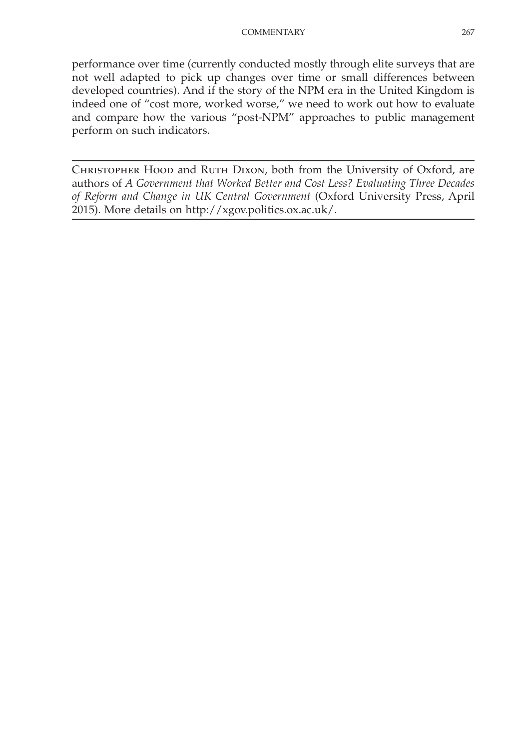performance over time (currently conducted mostly through elite surveys that are not well adapted to pick up changes over time or small differences between developed countries). And if the story of the NPM era in the United Kingdom is indeed one of "cost more, worked worse," we need to work out how to evaluate and compare how the various "post-NPM" approaches to public management perform on such indicators.

---

Christopher Hood and Ruth Dixon, both from the University of Oxford, are authors of *A Government that Worked Better and Cost Less? Evaluating Three Decades of Reform and Change in UK Central Government* (Oxford University Press, April 2015). More details on http://xgov.politics.ox.ac.uk/.

---